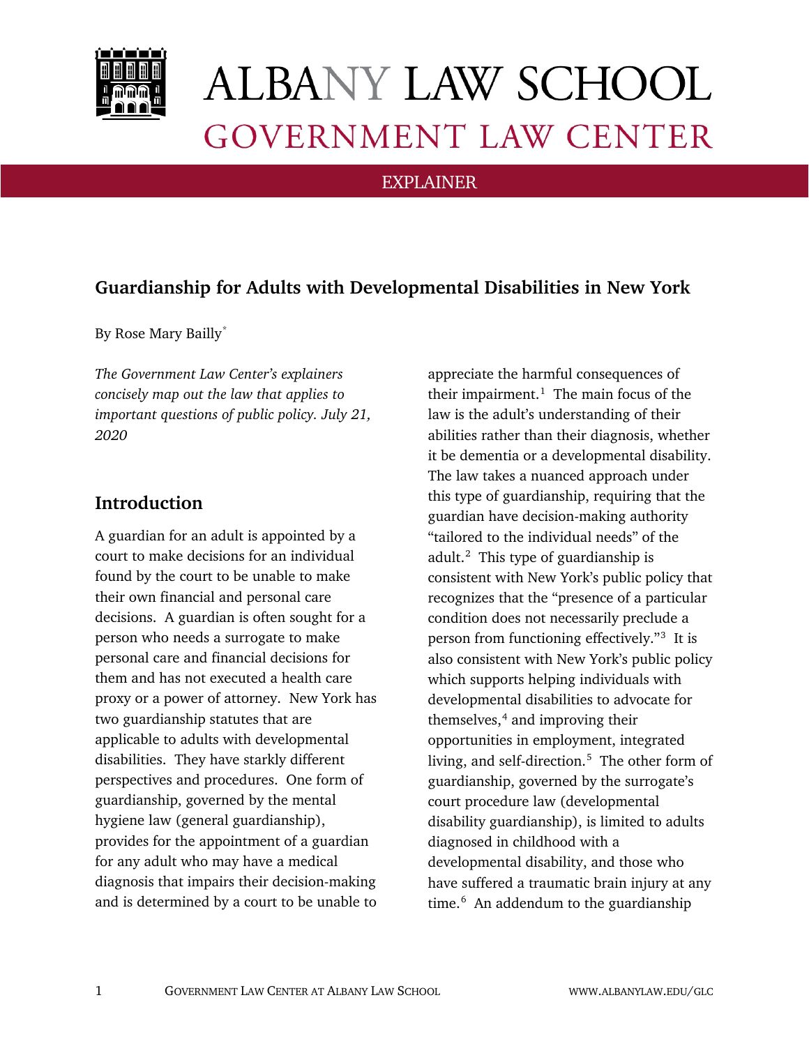ALBANY LAW SCHOOL

GOVERNMENT LAW CENTER

EXPLAINER

# Guardianship for Adults with Developmental Disabilities in New York

By Rose Mary Bailly[*]

*The Government Law Center's explainers concisely map out the law that applies to important questions of public policy. July 21, 2020*

## Introduction

A guardian for an adult is appointed by a court to make decisions for an individual found by the court to be unable to make their own financial and personal care decisions. A guardian is often sought for a person who needs a surrogate to make personal care and financial decisions for them and has not executed a health care proxy or a power of attorney. New York has two guardianship statutes that are applicable to adults with developmental disabilities. They have starkly different perspectives and procedures. One form of guardianship, governed by the mental hygiene law (general guardianship), provides for the appointment of a guardian for any adult who may have a medical diagnosis that impairs their decision-making and is determined by a court to be unable to appreciate the harmful consequences of their impairment.[1] The main focus of the law is the adult's understanding of their abilities rather than their diagnosis, whether it be dementia or a developmental disability. The law takes a nuanced approach under this type of guardianship, requiring that the guardian have decision-making authority "tailored to the individual needs" of the adult.[2] This type of guardianship is consistent with New York's public policy that recognizes that the "presence of a particular condition does not necessarily preclude a person from functioning effectively."[3] It is also consistent with New York's public policy which supports helping individuals with developmental disabilities to advocate for themselves,[4] and improving their opportunities in employment, integrated living, and self-direction.[5] The other form of guardianship, governed by the surrogate's court procedure law (developmental disability guardianship), is limited to adults diagnosed in childhood with a developmental disability, and those who have suffered a traumatic brain injury at any time.[6] An addendum to the guardianship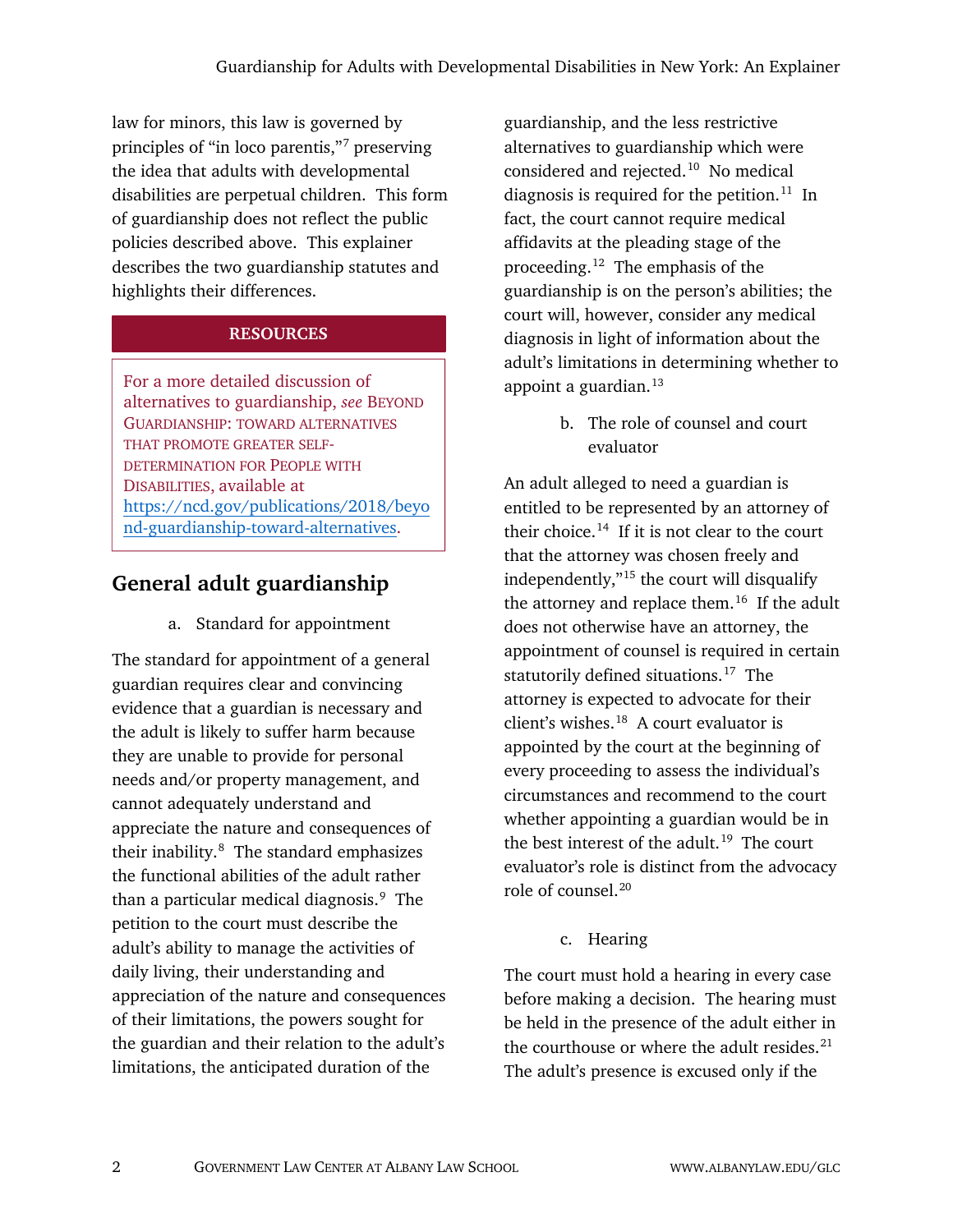law for minors, this law is governed by principles of "in loco parentis,"[7] preserving the idea that adults with developmental disabilities are perpetual children. This form of guardianship does not reflect the public policies described above. This explainer describes the two guardianship statutes and highlights their differences.

**RESOURCES**

For a more detailed discussion of alternatives to guardianship, *see* BEYOND GUARDIANSHIP: TOWARD ALTERNATIVES THAT PROMOTE GREATER SELF-DETERMINATION FOR PEOPLE WITH DISABILITIES, available at https://ncd.gov/publications/2018/beyond-guardianship-toward-alternatives.

## General adult guardianship

a. Standard for appointment

The standard for appointment of a general guardian requires clear and convincing evidence that a guardian is necessary and the adult is likely to suffer harm because they are unable to provide for personal needs and/or property management, and cannot adequately understand and appreciate the nature and consequences of their inability.[8] The standard emphasizes the functional abilities of the adult rather than a particular medical diagnosis.[9] The petition to the court must describe the adult's ability to manage the activities of daily living, their understanding and appreciation of the nature and consequences of their limitations, the powers sought for the guardian and their relation to the adult's limitations, the anticipated duration of the guardianship, and the less restrictive alternatives to guardianship which were considered and rejected.[10] No medical diagnosis is required for the petition.[11] In fact, the court cannot require medical affidavits at the pleading stage of the proceeding.[12] The emphasis of the guardianship is on the person's abilities; the court will, however, consider any medical diagnosis in light of information about the adult's limitations in determining whether to appoint a guardian.[13]

b. The role of counsel and court evaluator

An adult alleged to need a guardian is entitled to be represented by an attorney of their choice.[14] If it is not clear to the court that the attorney was chosen freely and independently,"[15] the court will disqualify the attorney and replace them.[16] If the adult does not otherwise have an attorney, the appointment of counsel is required in certain statutorily defined situations.[17] The attorney is expected to advocate for their client's wishes.[18] A court evaluator is appointed by the court at the beginning of every proceeding to assess the individual's circumstances and recommend to the court whether appointing a guardian would be in the best interest of the adult.[19] The court evaluator's role is distinct from the advocacy role of counsel.[20]

c. Hearing

The court must hold a hearing in every case before making a decision. The hearing must be held in the presence of the adult either in the courthouse or where the adult resides.[21] The adult's presence is excused only if the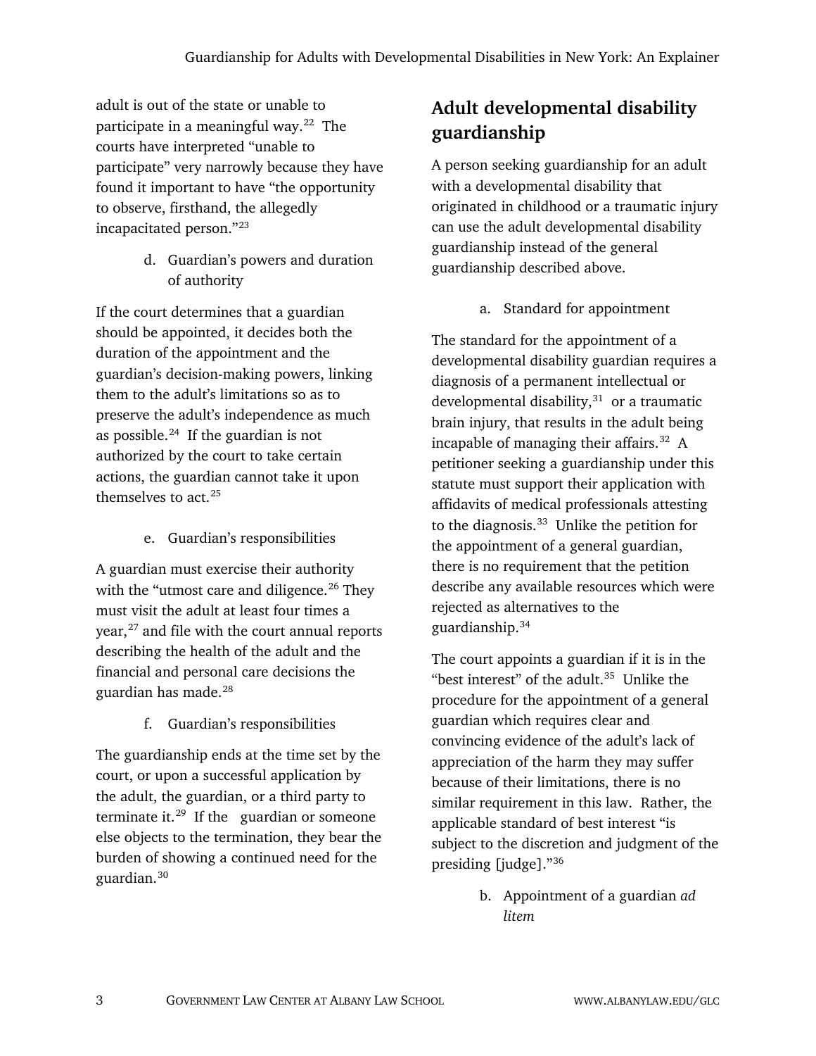adult is out of the state or unable to participate in a meaningful way.[22] The courts have interpreted "unable to participate" very narrowly because they have found it important to have "the opportunity to observe, firsthand, the allegedly incapacitated person."[23]

d. Guardian's powers and duration of authority

If the court determines that a guardian should be appointed, it decides both the duration of the appointment and the guardian's decision-making powers, linking them to the adult's limitations so as to preserve the adult's independence as much as possible.[24] If the guardian is not authorized by the court to take certain actions, the guardian cannot take it upon themselves to act.[25]

e. Guardian's responsibilities

A guardian must exercise their authority with the "utmost care and diligence.[26] They must visit the adult at least four times a year,[27] and file with the court annual reports describing the health of the adult and the financial and personal care decisions the guardian has made.[28]

f. Guardian's responsibilities

The guardianship ends at the time set by the court, or upon a successful application by the adult, the guardian, or a third party to terminate it.[29] If the guardian or someone else objects to the termination, they bear the burden of showing a continued need for the guardian.[30]

## Adult developmental disability guardianship

A person seeking guardianship for an adult with a developmental disability that originated in childhood or a traumatic injury can use the adult developmental disability guardianship instead of the general guardianship described above.

a. Standard for appointment

The standard for the appointment of a developmental disability guardian requires a diagnosis of a permanent intellectual or developmental disability,[31] or a traumatic brain injury, that results in the adult being incapable of managing their affairs.[32] A petitioner seeking a guardianship under this statute must support their application with affidavits of medical professionals attesting to the diagnosis.[33] Unlike the petition for the appointment of a general guardian, there is no requirement that the petition describe any available resources which were rejected as alternatives to the guardianship.[34]

The court appoints a guardian if it is in the "best interest" of the adult.[35] Unlike the procedure for the appointment of a general guardian which requires clear and convincing evidence of the adult's lack of appreciation of the harm they may suffer because of their limitations, there is no similar requirement in this law. Rather, the applicable standard of best interest "is subject to the discretion and judgment of the presiding [judge]."[36]

b. Appointment of a guardian *ad litem*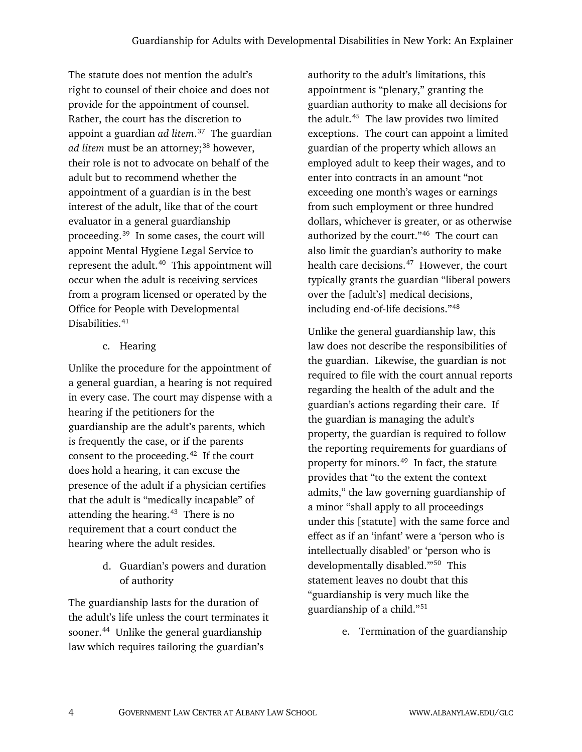The statute does not mention the adult's right to counsel of their choice and does not provide for the appointment of counsel. Rather, the court has the discretion to appoint a guardian *ad litem*.[37] The guardian *ad litem* must be an attorney;[38] however, their role is not to advocate on behalf of the adult but to recommend whether the appointment of a guardian is in the best interest of the adult, like that of the court evaluator in a general guardianship proceeding.[39] In some cases, the court will appoint Mental Hygiene Legal Service to represent the adult.[40] This appointment will occur when the adult is receiving services from a program licensed or operated by the Office for People with Developmental Disabilities.[41]

c. Hearing

Unlike the procedure for the appointment of a general guardian, a hearing is not required in every case. The court may dispense with a hearing if the petitioners for the guardianship are the adult's parents, which is frequently the case, or if the parents consent to the proceeding.[42] If the court does hold a hearing, it can excuse the presence of the adult if a physician certifies that the adult is "medically incapable" of attending the hearing.[43] There is no requirement that a court conduct the hearing where the adult resides.

d. Guardian's powers and duration of authority

The guardianship lasts for the duration of the adult's life unless the court terminates it sooner.[44] Unlike the general guardianship law which requires tailoring the guardian's authority to the adult's limitations, this appointment is "plenary," granting the guardian authority to make all decisions for the adult.[45] The law provides two limited exceptions. The court can appoint a limited guardian of the property which allows an employed adult to keep their wages, and to enter into contracts in an amount "not exceeding one month's wages or earnings from such employment or three hundred dollars, whichever is greater, or as otherwise authorized by the court."[46] The court can also limit the guardian's authority to make health care decisions.[47] However, the court typically grants the guardian "liberal powers over the [adult's] medical decisions, including end-of-life decisions."[48]

Unlike the general guardianship law, this law does not describe the responsibilities of the guardian. Likewise, the guardian is not required to file with the court annual reports regarding the health of the adult and the guardian's actions regarding their care. If the guardian is managing the adult's property, the guardian is required to follow the reporting requirements for guardians of property for minors.[49] In fact, the statute provides that "to the extent the context admits," the law governing guardianship of a minor "shall apply to all proceedings under this [statute] with the same force and effect as if an 'infant' were a 'person who is intellectually disabled' or 'person who is developmentally disabled.'"[50] This statement leaves no doubt that this "guardianship is very much like the guardianship of a child."[51]

e. Termination of the guardianship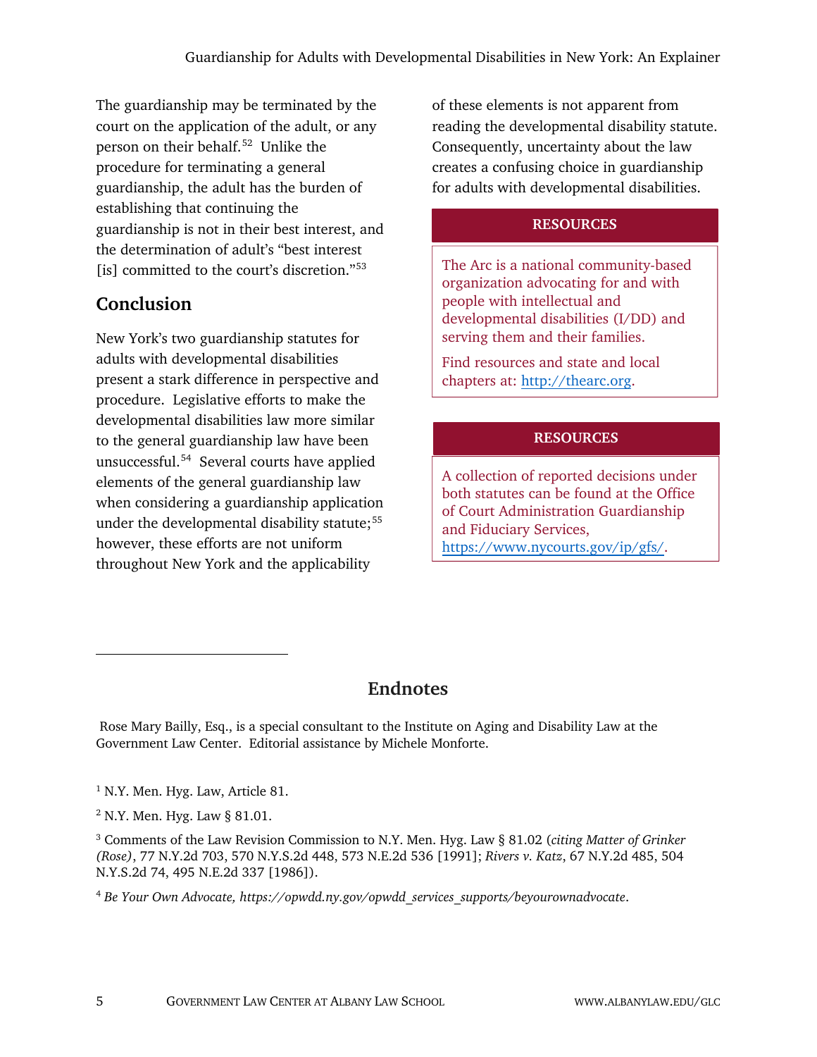The guardianship may be terminated by the court on the application of the adult, or any person on their behalf.[52] Unlike the procedure for terminating a general guardianship, the adult has the burden of establishing that continuing the guardianship is not in their best interest, and the determination of adult's "best interest [is] committed to the court's discretion."[53]

## Conclusion

New York's two guardianship statutes for adults with developmental disabilities present a stark difference in perspective and procedure. Legislative efforts to make the developmental disabilities law more similar to the general guardianship law have been unsuccessful.[54] Several courts have applied elements of the general guardianship law when considering a guardianship application under the developmental disability statute;[55] however, these efforts are not uniform throughout New York and the applicability of these elements is not apparent from reading the developmental disability statute. Consequently, uncertainty about the law creates a confusing choice in guardianship for adults with developmental disabilities.

**RESOURCES**

The Arc is a national community-based organization advocating for and with people with intellectual and developmental disabilities (I/DD) and serving them and their families.

Find resources and state and local chapters at: http://thearc.org.

**RESOURCES**

A collection of reported decisions under both statutes can be found at the Office of Court Administration Guardianship and Fiduciary Services, https://www.nycourts.gov/ip/gfs/.

## Endnotes

Rose Mary Bailly, Esq., is a special consultant to the Institute on Aging and Disability Law at the Government Law Center. Editorial assistance by Michele Monforte.

[1] N.Y. Men. Hyg. Law, Article 81.

[2] N.Y. Men. Hyg. Law § 81.01.

[3] Comments of the Law Revision Commission to N.Y. Men. Hyg. Law § 81.02 (*citing Matter of Grinker (Rose)*, 77 N.Y.2d 703, 570 N.Y.S.2d 448, 573 N.E.2d 536 [1991]; *Rivers v. Katz*, 67 N.Y.2d 485, 504 N.Y.S.2d 74, 495 N.E.2d 337 [1986]).

[4] *Be Your Own Advocate, https://opwdd.ny.gov/opwdd_services_supports/beyourownadvocate*.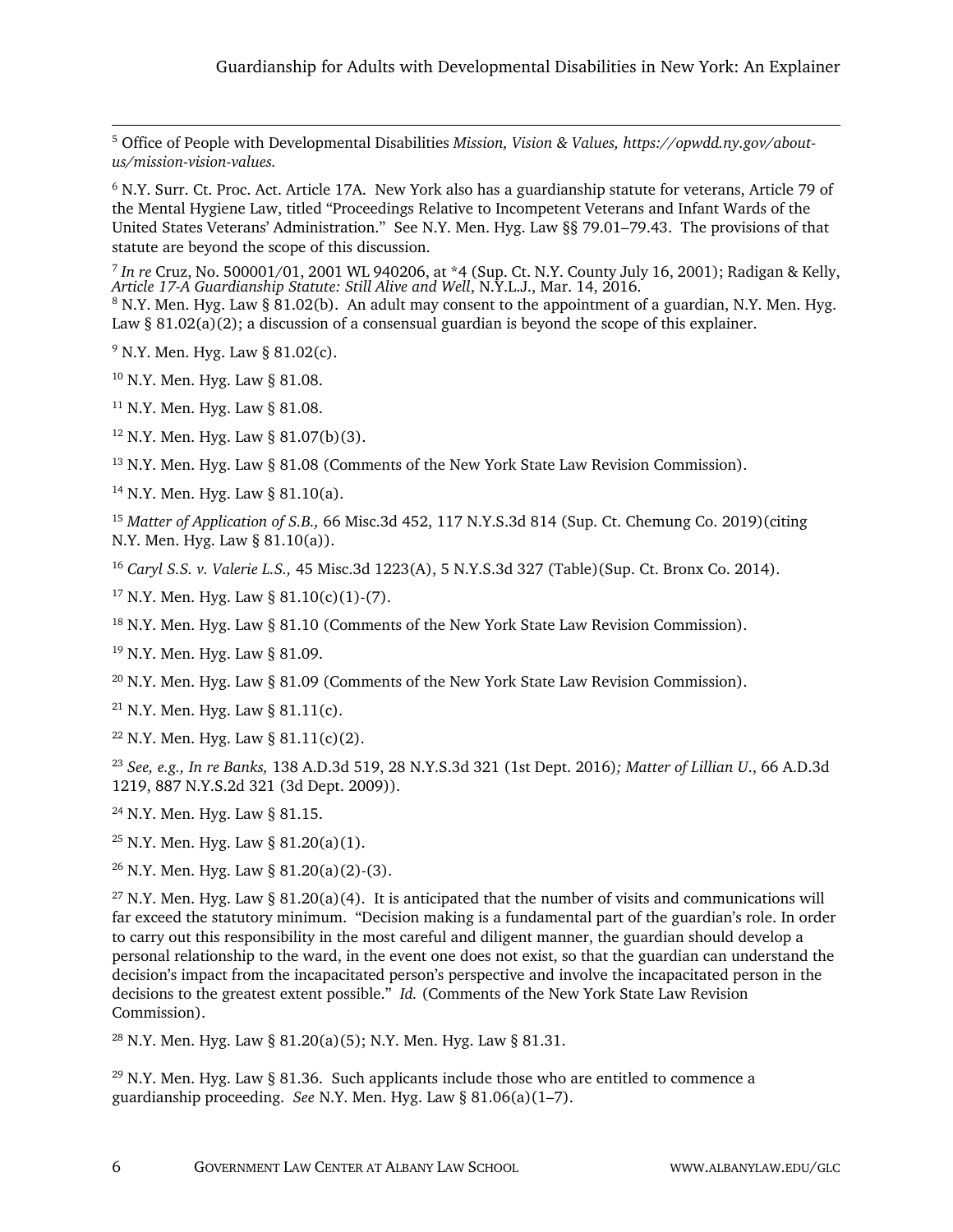[5] Office of People with Developmental Disabilities *Mission, Vision & Values, https://opwdd.ny.gov/about-us/mission-vision-values.*

[6] N.Y. Surr. Ct. Proc. Act. Article 17A. New York also has a guardianship statute for veterans, Article 79 of the Mental Hygiene Law, titled "Proceedings Relative to Incompetent Veterans and Infant Wards of the United States Veterans' Administration." See N.Y. Men. Hyg. Law §§ 79.01–79.43. The provisions of that statute are beyond the scope of this discussion.

[7] *In re* Cruz, No. 500001/01, 2001 WL 940206, at *4 (Sup. Ct. N.Y. County July 16, 2001); Radigan & Kelly, *Article 17-A Guardianship Statute: Still Alive and Well*, N.Y.L.J., Mar. 14, 2016.

[8] N.Y. Men. Hyg. Law § 81.02(b). An adult may consent to the appointment of a guardian, N.Y. Men. Hyg. Law § 81.02(a)(2); a discussion of a consensual guardian is beyond the scope of this explainer.

[9] N.Y. Men. Hyg. Law § 81.02(c).

[10] N.Y. Men. Hyg. Law § 81.08.

[11] N.Y. Men. Hyg. Law § 81.08.

[12] N.Y. Men. Hyg. Law § 81.07(b)(3).

[13] N.Y. Men. Hyg. Law § 81.08 (Comments of the New York State Law Revision Commission).

[14] N.Y. Men. Hyg. Law § 81.10(a).

[15] *Matter of Application of S.B.,* 66 Misc.3d 452, 117 N.Y.S.3d 814 (Sup. Ct. Chemung Co. 2019)(citing N.Y. Men. Hyg. Law § 81.10(a)).

[16] *Caryl S.S. v. Valerie L.S.,* 45 Misc.3d 1223(A), 5 N.Y.S.3d 327 (Table)(Sup. Ct. Bronx Co. 2014).

[17] N.Y. Men. Hyg. Law § 81.10(c)(1)-(7).

[18] N.Y. Men. Hyg. Law § 81.10 (Comments of the New York State Law Revision Commission).

[19] N.Y. Men. Hyg. Law § 81.09.

[20] N.Y. Men. Hyg. Law § 81.09 (Comments of the New York State Law Revision Commission).

[21] N.Y. Men. Hyg. Law § 81.11(c).

[22] N.Y. Men. Hyg. Law § 81.11(c)(2).

[23] *See, e.g., In re Banks,* 138 A.D.3d 519, 28 N.Y.S.3d 321 (1st Dept. 2016)*; Matter of Lillian U*., 66 A.D.3d 1219, 887 N.Y.S.2d 321 (3d Dept. 2009)).

[24] N.Y. Men. Hyg. Law § 81.15.

[25] N.Y. Men. Hyg. Law § 81.20(a)(1).

[26] N.Y. Men. Hyg. Law § 81.20(a)(2)-(3).

[27] N.Y. Men. Hyg. Law § 81.20(a)(4). It is anticipated that the number of visits and communications will far exceed the statutory minimum. "Decision making is a fundamental part of the guardian's role. In order to carry out this responsibility in the most careful and diligent manner, the guardian should develop a personal relationship to the ward, in the event one does not exist, so that the guardian can understand the decision's impact from the incapacitated person's perspective and involve the incapacitated person in the decisions to the greatest extent possible." *Id.* (Comments of the New York State Law Revision Commission).

[28] N.Y. Men. Hyg. Law § 81.20(a)(5); N.Y. Men. Hyg. Law § 81.31.

[29] N.Y. Men. Hyg. Law § 81.36. Such applicants include those who are entitled to commence a guardianship proceeding. *See* N.Y. Men. Hyg. Law § 81.06(a)(1–7).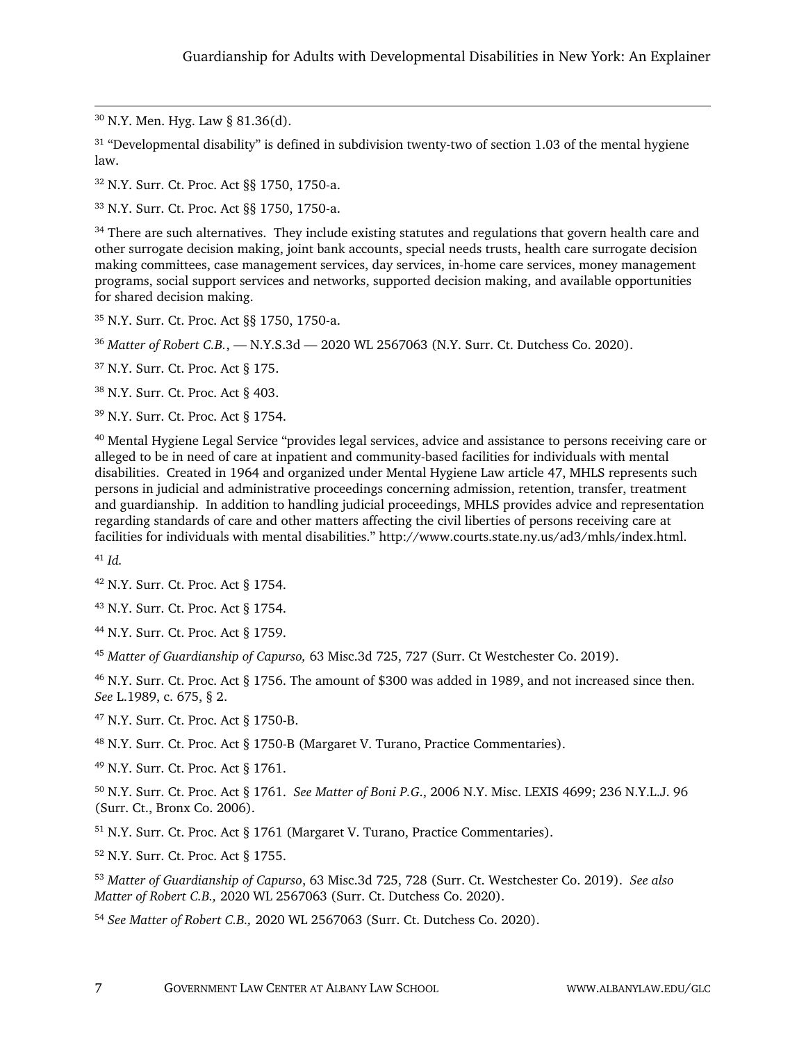[30] N.Y. Men. Hyg. Law § 81.36(d).

[31] "Developmental disability" is defined in subdivision twenty-two of section 1.03 of the mental hygiene law.

[32] N.Y. Surr. Ct. Proc. Act §§ 1750, 1750-a.

[33] N.Y. Surr. Ct. Proc. Act §§ 1750, 1750-a.

[34] There are such alternatives. They include existing statutes and regulations that govern health care and other surrogate decision making, joint bank accounts, special needs trusts, health care surrogate decision making committees, case management services, day services, in-home care services, money management programs, social support services and networks, supported decision making, and available opportunities for shared decision making.

[35] N.Y. Surr. Ct. Proc. Act §§ 1750, 1750-a.

[36] *Matter of Robert C.B.*, — N.Y.S.3d — 2020 WL 2567063 (N.Y. Surr. Ct. Dutchess Co. 2020).

[37] N.Y. Surr. Ct. Proc. Act § 175.

[38] N.Y. Surr. Ct. Proc. Act § 403.

[39] N.Y. Surr. Ct. Proc. Act § 1754.

[40] Mental Hygiene Legal Service "provides legal services, advice and assistance to persons receiving care or alleged to be in need of care at inpatient and community-based facilities for individuals with mental disabilities. Created in 1964 and organized under Mental Hygiene Law article 47, MHLS represents such persons in judicial and administrative proceedings concerning admission, retention, transfer, treatment and guardianship. In addition to handling judicial proceedings, MHLS provides advice and representation regarding standards of care and other matters affecting the civil liberties of persons receiving care at facilities for individuals with mental disabilities." http://www.courts.state.ny.us/ad3/mhls/index.html.

[41] *Id.*

[42] N.Y. Surr. Ct. Proc. Act § 1754.

[43] N.Y. Surr. Ct. Proc. Act § 1754.

[44] N.Y. Surr. Ct. Proc. Act § 1759.

[45] *Matter of Guardianship of Capurso,* 63 Misc.3d 725, 727 (Surr. Ct Westchester Co. 2019).

[46] N.Y. Surr. Ct. Proc. Act § 1756. The amount of $300 was added in 1989, and not increased since then. *See* L.1989, c. 675, § 2.

[47] N.Y. Surr. Ct. Proc. Act § 1750-B.

[48] N.Y. Surr. Ct. Proc. Act § 1750-B (Margaret V. Turano, Practice Commentaries).

[49] N.Y. Surr. Ct. Proc. Act § 1761.

[50] N.Y. Surr. Ct. Proc. Act § 1761. *See Matter of Boni P.G.*, 2006 N.Y. Misc. LEXIS 4699; 236 N.Y.L.J. 96 (Surr. Ct., Bronx Co. 2006).

[51] N.Y. Surr. Ct. Proc. Act § 1761 (Margaret V. Turano, Practice Commentaries).

[52] N.Y. Surr. Ct. Proc. Act § 1755.

[53] *Matter of Guardianship of Capurso*, 63 Misc.3d 725, 728 (Surr. Ct. Westchester Co. 2019). *See also Matter of Robert C.B.,* 2020 WL 2567063 (Surr. Ct. Dutchess Co. 2020).

[54] *See Matter of Robert C.B.,* 2020 WL 2567063 (Surr. Ct. Dutchess Co. 2020).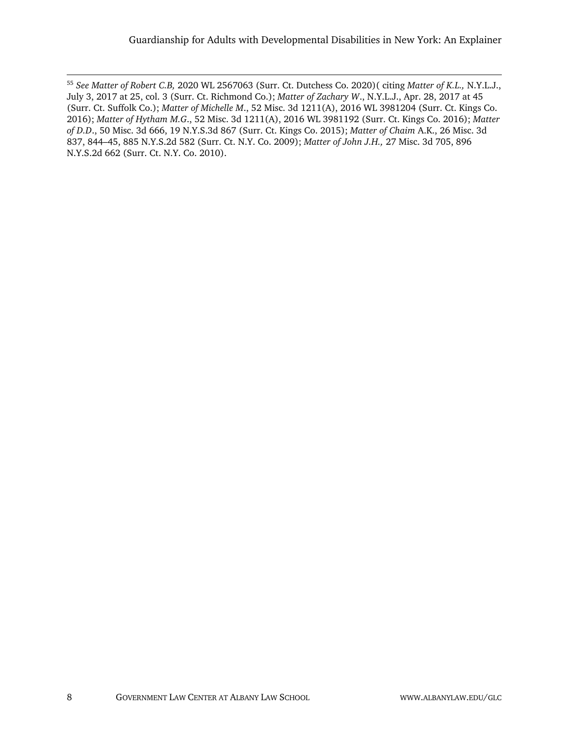[55] *See Matter of Robert C.B,* 2020 WL 2567063 (Surr. Ct. Dutchess Co. 2020)( citing *Matter of K.L.,* N.Y.L.J., July 3, 2017 at 25, col. 3 (Surr. Ct. Richmond Co.); *Matter of Zachary W*., N.Y.L.J., Apr. 28, 2017 at 45 (Surr. Ct. Suffolk Co.); *Matter of Michelle M*., 52 Misc. 3d 1211(A), 2016 WL 3981204 (Surr. Ct. Kings Co. 2016); *Matter of Hytham M.G*., 52 Misc. 3d 1211(A), 2016 WL 3981192 (Surr. Ct. Kings Co. 2016); *Matter of D.D*., 50 Misc. 3d 666, 19 N.Y.S.3d 867 (Surr. Ct. Kings Co. 2015); *Matter of Chaim* A.K., 26 Misc. 3d 837, 844–45, 885 N.Y.S.2d 582 (Surr. Ct. N.Y. Co. 2009); *Matter of John J.H.,* 27 Misc. 3d 705, 896 N.Y.S.2d 662 (Surr. Ct. N.Y. Co. 2010).